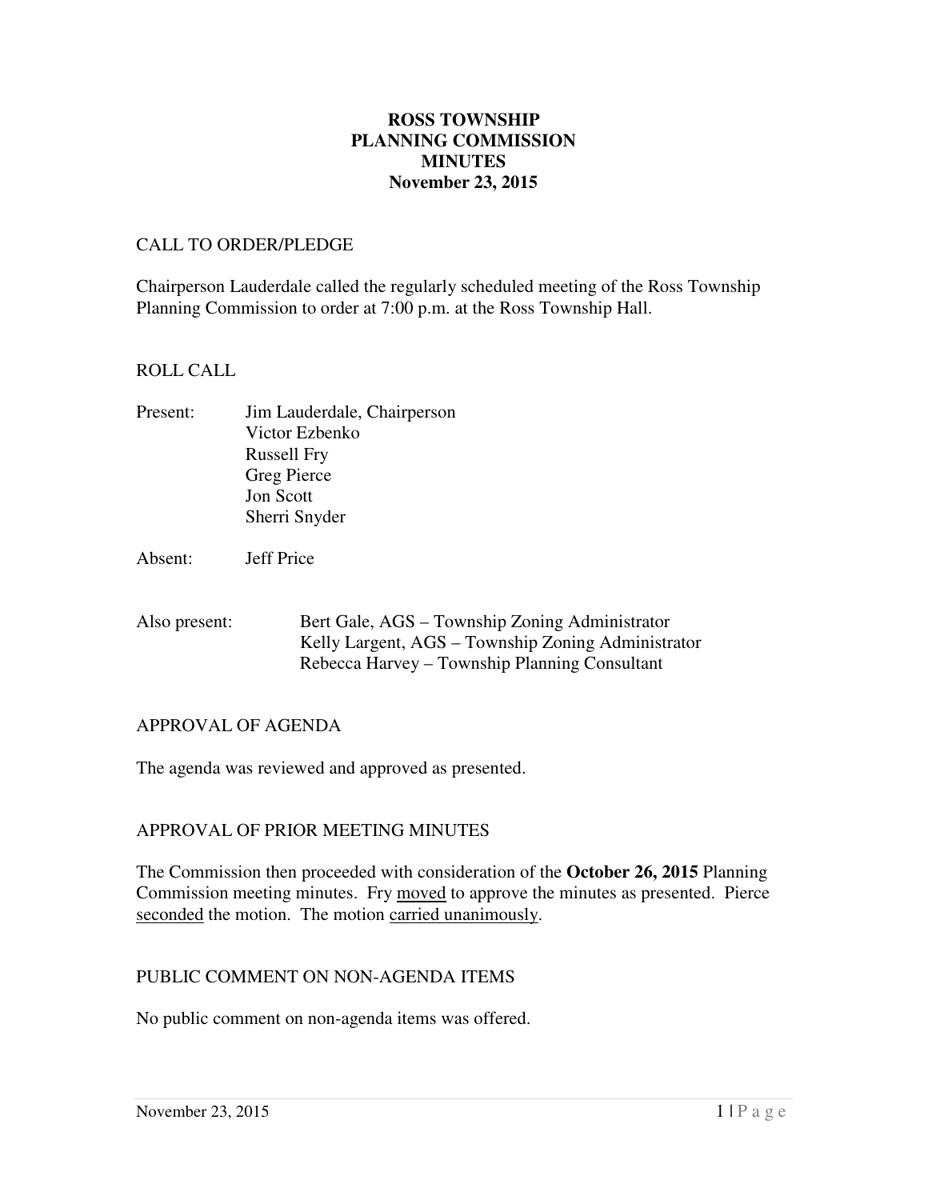# ROSS TOWNSHIP PLANNING COMMISSION MINUTES

**November 23, 2015**

CALL TO ORDER/PLEDGE

Chairperson Lauderdale called the regularly scheduled meeting of the Ross Township Planning Commission to order at 7:00 p.m. at the Ross Township Hall.

ROLL CALL

Present: Jim Lauderdale, Chairperson
Victor Ezbenko
Russell Fry
Greg Pierce
Jon Scott
Sherri Snyder

Absent: Jeff Price

Also present: Bert Gale, AGS – Township Zoning Administrator
Kelly Largent, AGS – Township Zoning Administrator
Rebecca Harvey – Township Planning Consultant

APPROVAL OF AGENDA

The agenda was reviewed and approved as presented.

APPROVAL OF PRIOR MEETING MINUTES

The Commission then proceeded with consideration of the **October 26, 2015** Planning Commission meeting minutes. Fry moved to approve the minutes as presented. Pierce seconded the motion. The motion carried unanimously.

PUBLIC COMMENT ON NON-AGENDA ITEMS

No public comment on non-agenda items was offered.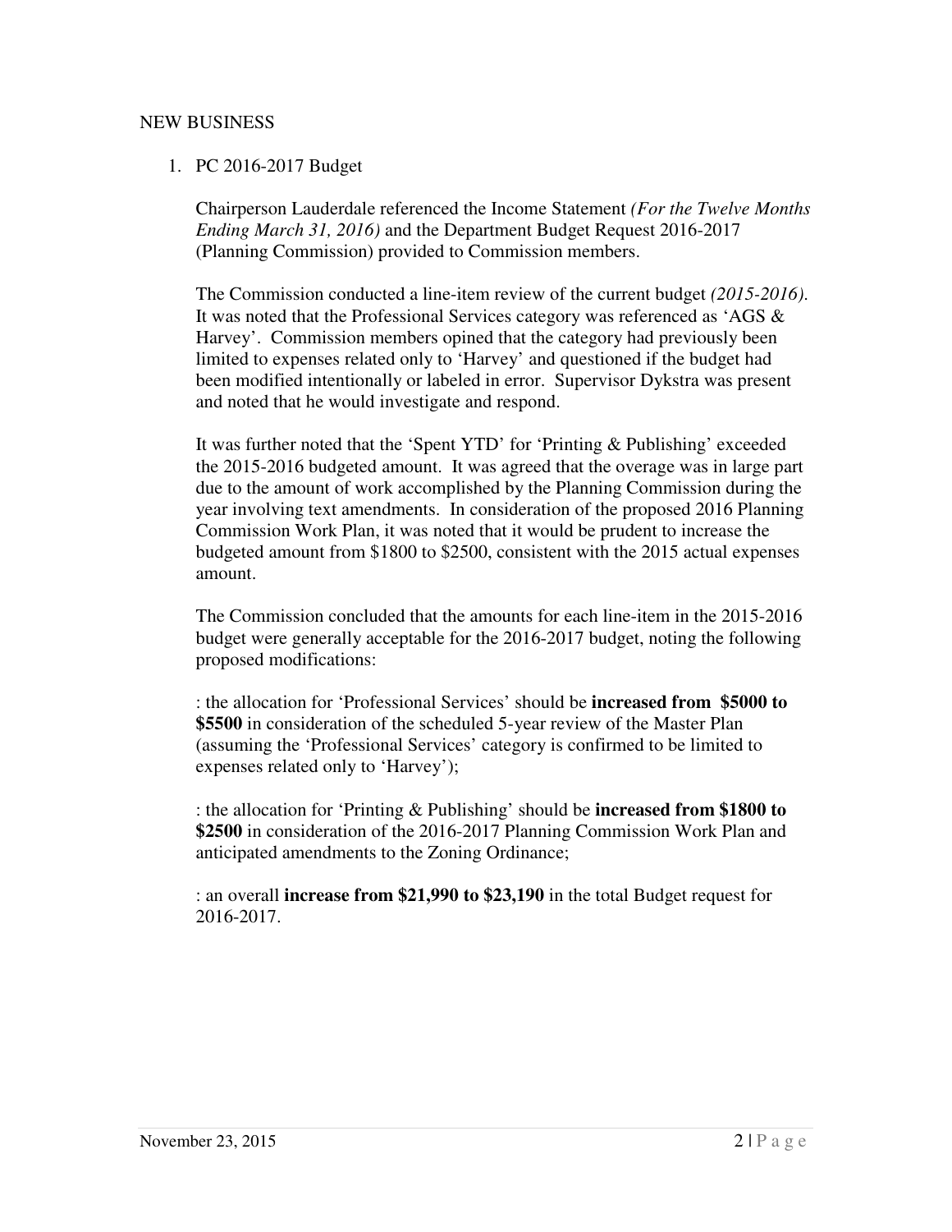NEW BUSINESS

1. PC 2016-2017 Budget

   Chairperson Lauderdale referenced the Income Statement *(For the Twelve Months Ending March 31, 2016)* and the Department Budget Request 2016-2017 (Planning Commission) provided to Commission members.

   The Commission conducted a line-item review of the current budget *(2015-2016)*. It was noted that the Professional Services category was referenced as 'AGS & Harvey'. Commission members opined that the category had previously been limited to expenses related only to 'Harvey' and questioned if the budget had been modified intentionally or labeled in error. Supervisor Dykstra was present and noted that he would investigate and respond.

   It was further noted that the 'Spent YTD' for 'Printing & Publishing' exceeded the 2015-2016 budgeted amount. It was agreed that the overage was in large part due to the amount of work accomplished by the Planning Commission during the year involving text amendments. In consideration of the proposed 2016 Planning Commission Work Plan, it was noted that it would be prudent to increase the budgeted amount from $1800 to $2500, consistent with the 2015 actual expenses amount.

   The Commission concluded that the amounts for each line-item in the 2015-2016 budget were generally acceptable for the 2016-2017 budget, noting the following proposed modifications:

   : the allocation for 'Professional Services' should be **increased from $5000 to $5500** in consideration of the scheduled 5-year review of the Master Plan (assuming the 'Professional Services' category is confirmed to be limited to expenses related only to 'Harvey');

   : the allocation for 'Printing & Publishing' should be **increased from $1800 to $2500** in consideration of the 2016-2017 Planning Commission Work Plan and anticipated amendments to the Zoning Ordinance;

   : an overall **increase from $21,990 to $23,190** in the total Budget request for 2016-2017.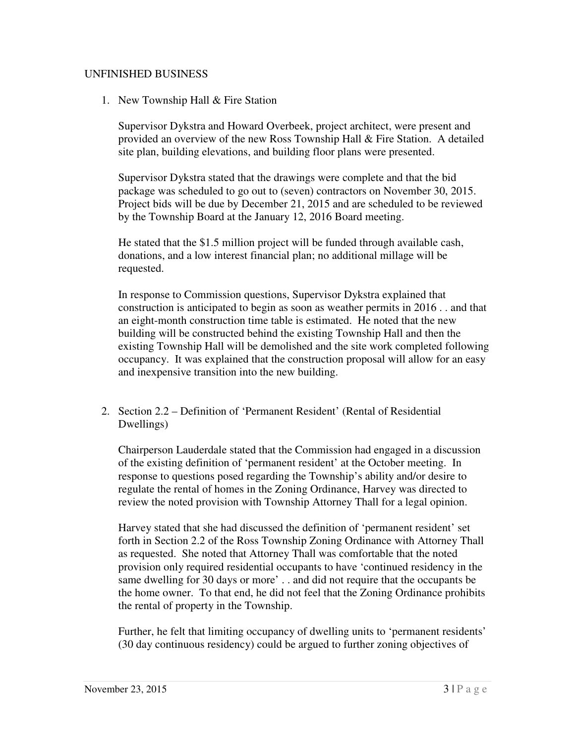UNFINISHED BUSINESS

1. New Township Hall & Fire Station

   Supervisor Dykstra and Howard Overbeek, project architect, were present and provided an overview of the new Ross Township Hall & Fire Station. A detailed site plan, building elevations, and building floor plans were presented.

   Supervisor Dykstra stated that the drawings were complete and that the bid package was scheduled to go out to (seven) contractors on November 30, 2015. Project bids will be due by December 21, 2015 and are scheduled to be reviewed by the Township Board at the January 12, 2016 Board meeting.

   He stated that the $1.5 million project will be funded through available cash, donations, and a low interest financial plan; no additional millage will be requested.

   In response to Commission questions, Supervisor Dykstra explained that construction is anticipated to begin as soon as weather permits in 2016 . . and that an eight-month construction time table is estimated. He noted that the new building will be constructed behind the existing Township Hall and then the existing Township Hall will be demolished and the site work completed following occupancy. It was explained that the construction proposal will allow for an easy and inexpensive transition into the new building.

2. Section 2.2 – Definition of 'Permanent Resident' (Rental of Residential Dwellings)

   Chairperson Lauderdale stated that the Commission had engaged in a discussion of the existing definition of 'permanent resident' at the October meeting. In response to questions posed regarding the Township's ability and/or desire to regulate the rental of homes in the Zoning Ordinance, Harvey was directed to review the noted provision with Township Attorney Thall for a legal opinion.

   Harvey stated that she had discussed the definition of 'permanent resident' set forth in Section 2.2 of the Ross Township Zoning Ordinance with Attorney Thall as requested. She noted that Attorney Thall was comfortable that the noted provision only required residential occupants to have 'continued residency in the same dwelling for 30 days or more' . . and did not require that the occupants be the home owner. To that end, he did not feel that the Zoning Ordinance prohibits the rental of property in the Township.

   Further, he felt that limiting occupancy of dwelling units to 'permanent residents' (30 day continuous residency) could be argued to further zoning objectives of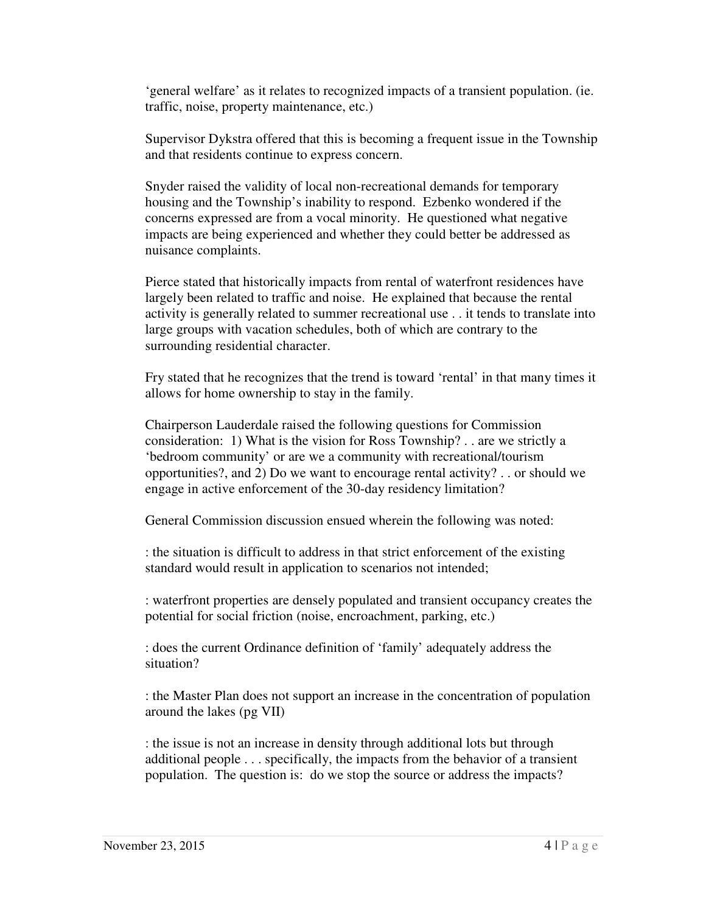'general welfare' as it relates to recognized impacts of a transient population. (ie. traffic, noise, property maintenance, etc.)

Supervisor Dykstra offered that this is becoming a frequent issue in the Township and that residents continue to express concern.

Snyder raised the validity of local non-recreational demands for temporary housing and the Township's inability to respond. Ezbenko wondered if the concerns expressed are from a vocal minority. He questioned what negative impacts are being experienced and whether they could better be addressed as nuisance complaints.

Pierce stated that historically impacts from rental of waterfront residences have largely been related to traffic and noise. He explained that because the rental activity is generally related to summer recreational use . . it tends to translate into large groups with vacation schedules, both of which are contrary to the surrounding residential character.

Fry stated that he recognizes that the trend is toward 'rental' in that many times it allows for home ownership to stay in the family.

Chairperson Lauderdale raised the following questions for Commission consideration: 1) What is the vision for Ross Township? . . are we strictly a 'bedroom community' or are we a community with recreational/tourism opportunities?, and 2) Do we want to encourage rental activity? . . or should we engage in active enforcement of the 30-day residency limitation?

General Commission discussion ensued wherein the following was noted:

: the situation is difficult to address in that strict enforcement of the existing standard would result in application to scenarios not intended;

: waterfront properties are densely populated and transient occupancy creates the potential for social friction (noise, encroachment, parking, etc.)

: does the current Ordinance definition of 'family' adequately address the situation?

: the Master Plan does not support an increase in the concentration of population around the lakes (pg VII)

: the issue is not an increase in density through additional lots but through additional people . . . specifically, the impacts from the behavior of a transient population. The question is: do we stop the source or address the impacts?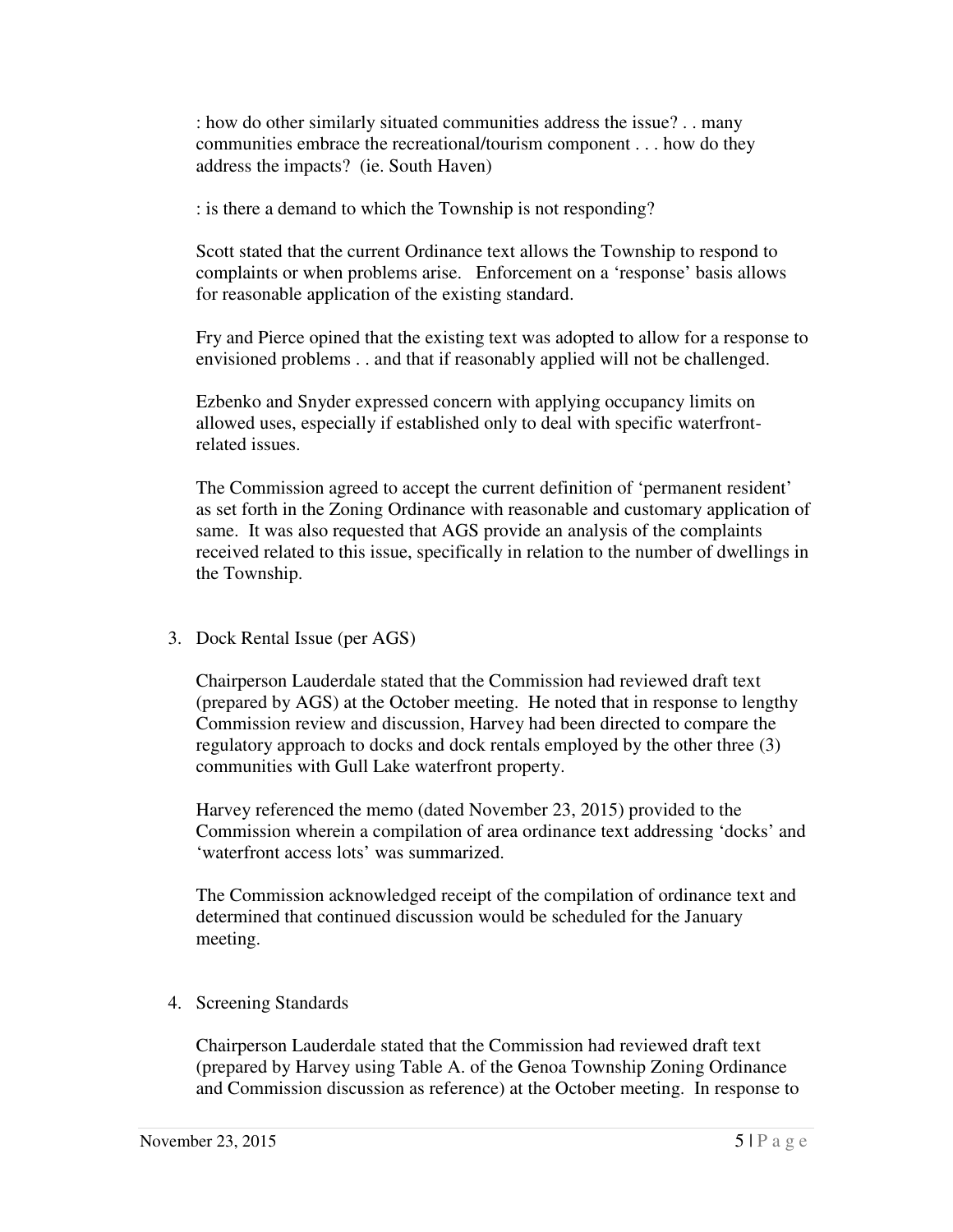: how do other similarly situated communities address the issue? . . many communities embrace the recreational/tourism component . . . how do they address the impacts? (ie. South Haven)

: is there a demand to which the Township is not responding?

Scott stated that the current Ordinance text allows the Township to respond to complaints or when problems arise. Enforcement on a 'response' basis allows for reasonable application of the existing standard.

Fry and Pierce opined that the existing text was adopted to allow for a response to envisioned problems . . and that if reasonably applied will not be challenged.

Ezbenko and Snyder expressed concern with applying occupancy limits on allowed uses, especially if established only to deal with specific waterfront-related issues.

The Commission agreed to accept the current definition of 'permanent resident' as set forth in the Zoning Ordinance with reasonable and customary application of same. It was also requested that AGS provide an analysis of the complaints received related to this issue, specifically in relation to the number of dwellings in the Township.

3. Dock Rental Issue (per AGS)

   Chairperson Lauderdale stated that the Commission had reviewed draft text (prepared by AGS) at the October meeting. He noted that in response to lengthy Commission review and discussion, Harvey had been directed to compare the regulatory approach to docks and dock rentals employed by the other three (3) communities with Gull Lake waterfront property.

   Harvey referenced the memo (dated November 23, 2015) provided to the Commission wherein a compilation of area ordinance text addressing 'docks' and 'waterfront access lots' was summarized.

   The Commission acknowledged receipt of the compilation of ordinance text and determined that continued discussion would be scheduled for the January meeting.

4. Screening Standards

   Chairperson Lauderdale stated that the Commission had reviewed draft text (prepared by Harvey using Table A. of the Genoa Township Zoning Ordinance and Commission discussion as reference) at the October meeting. In response to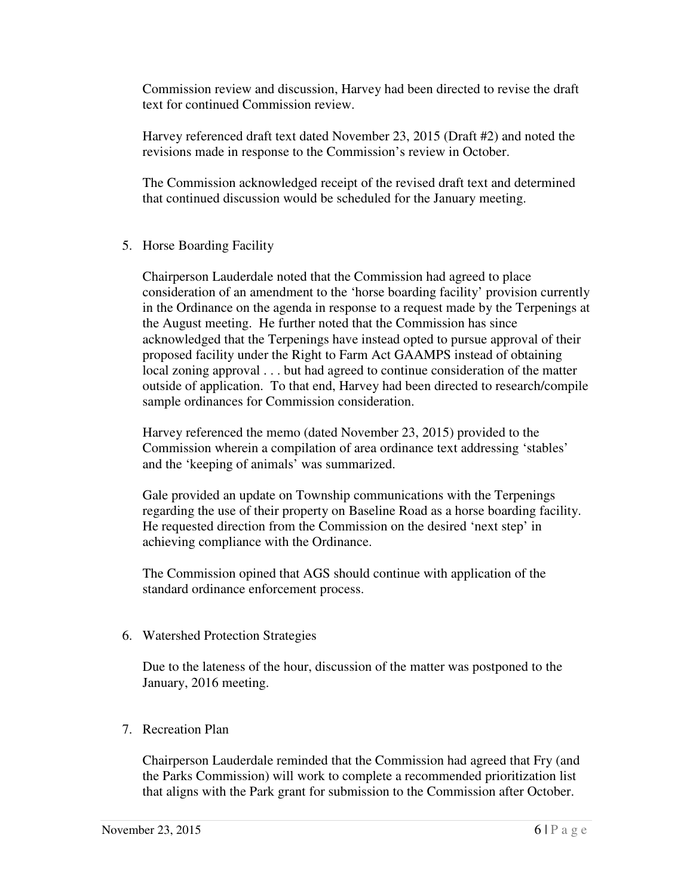Commission review and discussion, Harvey had been directed to revise the draft text for continued Commission review.

Harvey referenced draft text dated November 23, 2015 (Draft #2) and noted the revisions made in response to the Commission's review in October.

The Commission acknowledged receipt of the revised draft text and determined that continued discussion would be scheduled for the January meeting.

5. Horse Boarding Facility

   Chairperson Lauderdale noted that the Commission had agreed to place consideration of an amendment to the 'horse boarding facility' provision currently in the Ordinance on the agenda in response to a request made by the Terpenings at the August meeting. He further noted that the Commission has since acknowledged that the Terpenings have instead opted to pursue approval of their proposed facility under the Right to Farm Act GAAMPS instead of obtaining local zoning approval . . . but had agreed to continue consideration of the matter outside of application. To that end, Harvey had been directed to research/compile sample ordinances for Commission consideration.

   Harvey referenced the memo (dated November 23, 2015) provided to the Commission wherein a compilation of area ordinance text addressing 'stables' and the 'keeping of animals' was summarized.

   Gale provided an update on Township communications with the Terpenings regarding the use of their property on Baseline Road as a horse boarding facility. He requested direction from the Commission on the desired 'next step' in achieving compliance with the Ordinance.

   The Commission opined that AGS should continue with application of the standard ordinance enforcement process.

6. Watershed Protection Strategies

   Due to the lateness of the hour, discussion of the matter was postponed to the January, 2016 meeting.

7. Recreation Plan

   Chairperson Lauderdale reminded that the Commission had agreed that Fry (and the Parks Commission) will work to complete a recommended prioritization list that aligns with the Park grant for submission to the Commission after October.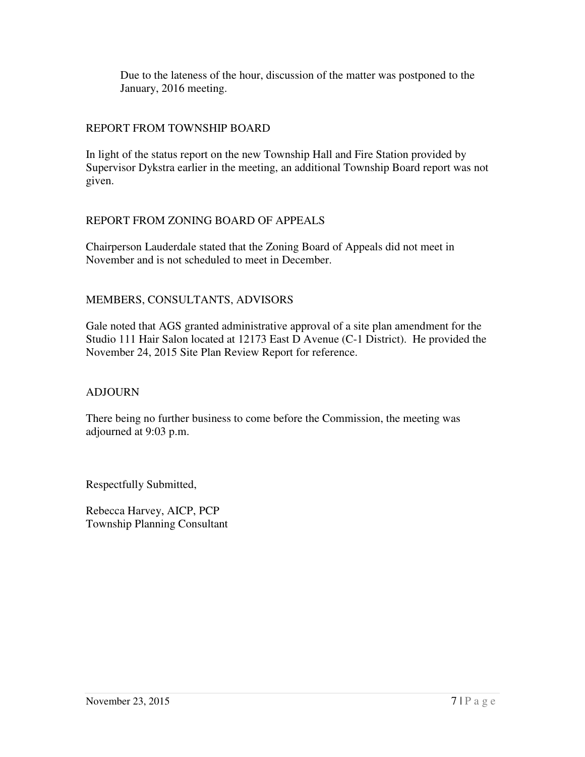Due to the lateness of the hour, discussion of the matter was postponed to the January, 2016 meeting.

## REPORT FROM TOWNSHIP BOARD

In light of the status report on the new Township Hall and Fire Station provided by Supervisor Dykstra earlier in the meeting, an additional Township Board report was not given.

## REPORT FROM ZONING BOARD OF APPEALS

Chairperson Lauderdale stated that the Zoning Board of Appeals did not meet in November and is not scheduled to meet in December.

## MEMBERS, CONSULTANTS, ADVISORS

Gale noted that AGS granted administrative approval of a site plan amendment for the Studio 111 Hair Salon located at 12173 East D Avenue (C-1 District). He provided the November 24, 2015 Site Plan Review Report for reference.

## ADJOURN

There being no further business to come before the Commission, the meeting was adjourned at 9:03 p.m.

Respectfully Submitted,

Rebecca Harvey, AICP, PCP
Township Planning Consultant